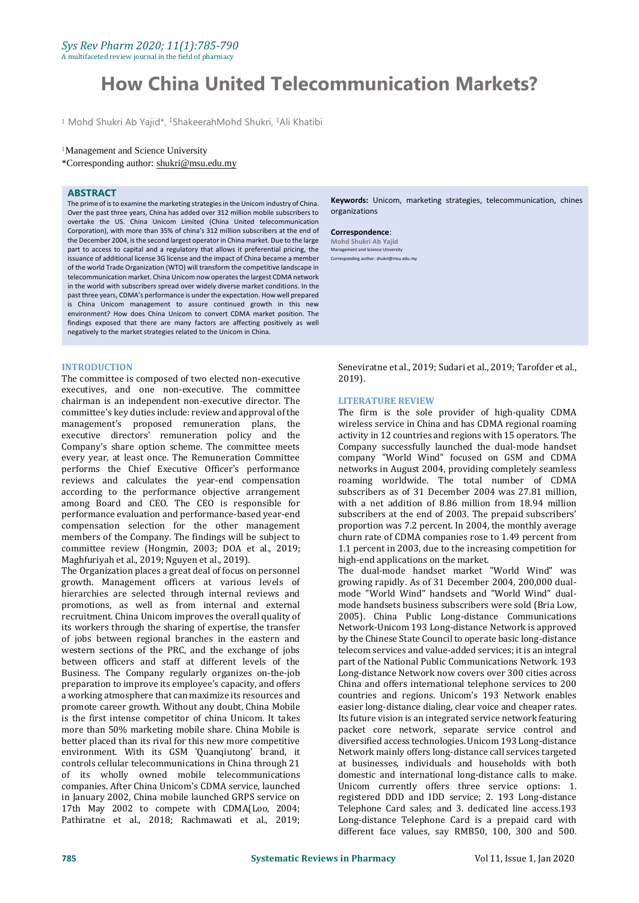# How China United Telecommunication Markets?

[1] Mohd Shukri Ab Yajid*, [1]ShakeerahMohd Shukri, [1]Ali Khatibi

[1]Management and Science University

*Corresponding author: shukri@msu.edu.my

## ABSTRACT

The prime of is to examine the marketing strategies in the Unicom industry of China. Over the past three years, China has added over 312 million mobile subscribers to overtake the US. China Unicom Limited (China United telecommunication Corporation), with more than 35% of china's 312 million subscribers at the end of the December 2004, is the second largest operator in China market. Due to the large part to access to capital and a regulatory that allows it preferential pricing, the issuance of additional license 3G license and the impact of China became a member of the world Trade Organization (WTO) will transform the competitive landscape in telecommunication market. China Unicom now operates the largest CDMA network in the world with subscribers spread over widely diverse market conditions. In the past three years, CDMA's performance is under the expectation. How well prepared is China Unicom management to assure continued growth in this new environment? How does China Unicom to convert CDMA market position. The findings exposed that there are many factors are affecting positively as well negatively to the market strategies related to the Unicom in China.

**Keywords:** Unicom, marketing strategies, telecommunication, chines organizations

**Correspondence**:
**Mohd Shukri Ab Yajid**
Management and Science University
Corresponding author: shukri@msu.edu.my

## INTRODUCTION

The committee is composed of two elected non-executive executives, and one non-executive. The committee chairman is an independent non-executive director. The committee's key duties include: review and approval of the management's proposed remuneration plans, the executive directors' remuneration policy and the Company's share option scheme. The committee meets every year, at least once. The Remuneration Committee performs the Chief Executive Officer's performance reviews and calculates the year-end compensation according to the performance objective arrangement among Board and CEO. The CEO is responsible for performance evaluation and performance-based year-end compensation selection for the other management members of the Company. The findings will be subject to committee review (Hongmin, 2003; DOA et al., 2019; Maghfuriyah et al., 2019; Nguyen et al., 2019).

The Organization places a great deal of focus on personnel growth. Management officers at various levels of hierarchies are selected through internal reviews and promotions, as well as from internal and external recruitment. China Unicom improves the overall quality of its workers through the sharing of expertise, the transfer of jobs between regional branches in the eastern and western sections of the PRC, and the exchange of jobs between officers and staff at different levels of the Business. The Company regularly organizes on-the-job preparation to improve its employee's capacity, and offers a working atmosphere that can maximize its resources and promote career growth. Without any doubt, China Mobile is the first intense competitor of china Unicom. It takes more than 50% marketing mobile share. China Mobile is better placed than its rival for this new more competitive environment. With its GSM 'Quanqiutong' brand, it controls cellular telecommunications in China through 21 of its wholly owned mobile telecommunications companies. After China Unicom's CDMA service, launched in January 2002, China mobile launched GRPS service on 17th May 2002 to compete with CDMA(Loo, 2004; Pathiratne et al., 2018; Rachmawati et al., 2019; Seneviratne et al., 2019; Sudari et al., 2019; Tarofder et al., 2019).

## LITERATURE REVIEW

The firm is the sole provider of high-quality CDMA wireless service in China and has CDMA regional roaming activity in 12 countries and regions with 15 operators. The Company successfully launched the dual-mode handset company "World Wind" focused on GSM and CDMA networks in August 2004, providing completely seamless roaming worldwide. The total number of CDMA subscribers as of 31 December 2004 was 27.81 million, with a net addition of 8.86 million from 18.94 million subscribers at the end of 2003. The prepaid subscribers' proportion was 7.2 percent. In 2004, the monthly average churn rate of CDMA companies rose to 1.49 percent from 1.1 percent in 2003, due to the increasing competition for high-end applications on the market.

The dual-mode handset market "World Wind" was growing rapidly. As of 31 December 2004, 200,000 dual-mode "World Wind" handsets and "World Wind" dual-mode handsets business subscribers were sold (Bria Low, 2005). China Public Long-distance Communications Network-Unicom 193 Long-distance Network is approved by the Chinese State Council to operate basic long-distance telecom services and value-added services; it is an integral part of the National Public Communications Network. 193 Long-distance Network now covers over 300 cities across China and offers international telephone services to 200 countries and regions. Unicom's 193 Network enables easier long-distance dialing, clear voice and cheaper rates. Its future vision is an integrated service network featuring packet core network, separate service control and diversified access technologies. Unicom 193 Long-distance Network mainly offers long-distance call services targeted at businesses, individuals and households with both domestic and international long-distance calls to make. Unicom currently offers three service options: 1. registered DDD and IDD service; 2. 193 Long-distance Telephone Card sales; and 3. dedicated line access.193 Long-distance Telephone Card is a prepaid card with different face values, say RMB50, 100, 300 and 500.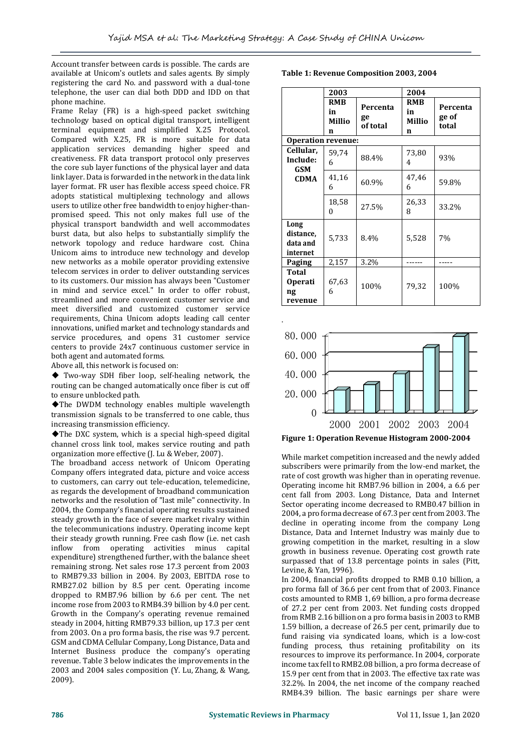Account transfer between cards is possible. The cards are available at Unicom's outlets and sales agents. By simply registering the card No. and password with a dual-tone telephone, the user can dial both DDD and IDD on that phone machine.

Frame Relay (FR) is a high-speed packet switching technology based on optical digital transport, intelligent terminal equipment and simplified X.25 Protocol. Compared with X.25, FR is more suitable for data application services demanding higher speed and creativeness. FR data transport protocol only preserves the core sub layer functions of the physical layer and data link layer. Data is forwarded in the network in the data link layer format. FR user has flexible access speed choice. FR adopts statistical multiplexing technology and allows users to utilize other free bandwidth to enjoy higher-than-promised speed. This not only makes full use of the physical transport bandwidth and well accommodates burst data, but also helps to substantially simplify the network topology and reduce hardware cost. China Unicom aims to introduce new technology and develop new networks as a mobile operator providing extensive telecom services in order to deliver outstanding services to its customers. Our mission has always been "Customer in mind and service excel." In order to offer robust, streamlined and more convenient customer service and meet diversified and customized customer service requirements, China Unicom adopts leading call center innovations, unified market and technology standards and service procedures, and opens 31 customer service centers to provide 24x7 continuous customer service in both agent and automated forms.

Above all, this network is focused on:

◆ Two-way SDH fiber loop, self-healing network, the routing can be changed automatically once fiber is cut off to ensure unblocked path.

◆The DWDM technology enables multiple wavelength transmission signals to be transferred to one cable, thus increasing transmission efficiency.

◆The DXC system, which is a special high-speed digital channel cross link tool, makes service routing and path organization more effective (J. Lu & Weber, 2007).

The broadband access network of Unicom Operating Company offers integrated data, picture and voice access to customers, can carry out tele-education, telemedicine, as regards the development of broadband communication networks and the resolution of "last mile" connectivity. In 2004, the Company's financial operating results sustained steady growth in the face of severe market rivalry within the telecommunications industry. Operating income kept their steady growth running. Free cash flow (i.e. net cash inflow from operating activities minus capital expenditure) strengthened further, with the balance sheet remaining strong. Net sales rose 17.3 percent from 2003 to RMB79.33 billion in 2004. By 2003, EBITDA rose to RMB27.02 billion by 8.5 per cent. Operating income dropped to RMB7.96 billion by 6.6 per cent. The net income rose from 2003 to RMB4.39 billion by 4.0 per cent. Growth in the Company's operating revenue remained steady in 2004, hitting RMB79.33 billion, up 17.3 per cent from 2003. On a pro forma basis, the rise was 9.7 percent. GSM and CDMA Cellular Company, Long Distance, Data and Internet Business produce the company's operating revenue. Table 3 below indicates the improvements in the 2003 and 2004 sales composition (Y. Lu, Zhang, & Wang, 2009).

**Table 1: Revenue Composition 2003, 2004**

| | 2003 | | 2004 | |
|---|---|---|---|---|
| | RMB in Million | Percentage of total | RMB in Million | Percentage of total |
| **Operation revenue:** | | | | |
| **Cellular, Include:** | 59,746 | 88.4% | 73,804 | 93% |
| **GSM** | 41,166 | 60.9% | 47,466 | 59.8% |
| **CDMA** | 18,580 | 27.5% | 26,338 | 33.2% |
| **Long distance, data and internet** | 5,733 | 8.4% | 5,528 | 7% |
| **Paging** | 2,157 | 3.2% | ------ | ----- |
| **Total Operating revenue** | 67,636 | 100% | 79,32 | 100% |

**Figure 1: Operation Revenue Histogram 2000-2004**

While market competition increased and the newly added subscribers were primarily from the low-end market, the rate of cost growth was higher than in operating revenue. Operating income hit RMB7.96 billion in 2004, a 6.6 per cent fall from 2003. Long Distance, Data and Internet Sector operating income decreased to RMB0.47 billion in 2004, a pro forma decrease of 67.3 per cent from 2003. The decline in operating income from the company Long Distance, Data and Internet Industry was mainly due to growing competition in the market, resulting in a slow growth in business revenue. Operating cost growth rate surpassed that of 13.8 percentage points in sales (Pitt, Levine, & Yan, 1996).

In 2004, financial profits dropped to RMB 0.10 billion, a pro forma fall of 36.6 per cent from that of 2003. Finance costs amounted to RMB 1, 69 billion, a pro forma decrease of 27.2 per cent from 2003. Net funding costs dropped from RMB 2.16 billion on a pro forma basis in 2003 to RMB 1.59 billion, a decrease of 26.5 per cent, primarily due to fund raising via syndicated loans, which is a low-cost funding process, thus retaining profitability on its resources to improve its performance. In 2004, corporate income tax fell to RMB2.08 billion, a pro forma decrease of 15.9 per cent from that in 2003. The effective tax rate was 32.2%. In 2004, the net income of the company reached RMB4.39 billion. The basic earnings per share were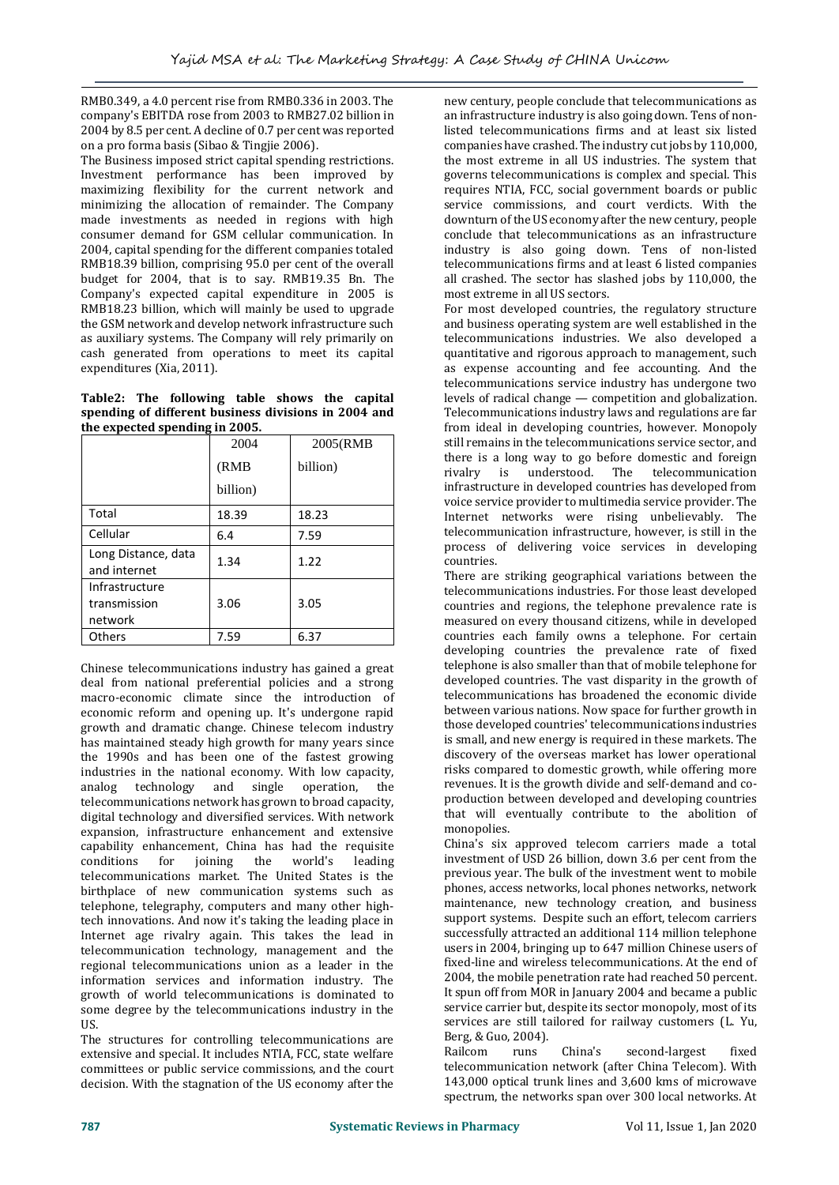RMB0.349, a 4.0 percent rise from RMB0.336 in 2003. The company's EBITDA rose from 2003 to RMB27.02 billion in 2004 by 8.5 per cent. A decline of 0.7 per cent was reported on a pro forma basis (Sibao & Tingjie 2006).

The Business imposed strict capital spending restrictions. Investment performance has been improved by maximizing flexibility for the current network and minimizing the allocation of remainder. The Company made investments as needed in regions with high consumer demand for GSM cellular communication. In 2004, capital spending for the different companies totaled RMB18.39 billion, comprising 95.0 per cent of the overall budget for 2004, that is to say. RMB19.35 Bn. The Company's expected capital expenditure in 2005 is RMB18.23 billion, which will mainly be used to upgrade the GSM network and develop network infrastructure such as auxiliary systems. The Company will rely primarily on cash generated from operations to meet its capital expenditures (Xia, 2011).

**Table2: The following table shows the capital spending of different business divisions in 2004 and the expected spending in 2005.**

| | 2004 (RMB billion) | 2005(RMB billion) |
|---|---|---|
| Total | 18.39 | 18.23 |
| Cellular | 6.4 | 7.59 |
| Long Distance, data and internet | 1.34 | 1.22 |
| Infrastructure transmission network | 3.06 | 3.05 |
| Others | 7.59 | 6.37 |

Chinese telecommunications industry has gained a great deal from national preferential policies and a strong macro-economic climate since the introduction of economic reform and opening up. It's undergone rapid growth and dramatic change. Chinese telecom industry has maintained steady high growth for many years since the 1990s and has been one of the fastest growing industries in the national economy. With low capacity, analog technology and single operation, the telecommunications network has grown to broad capacity, digital technology and diversified services. With network expansion, infrastructure enhancement and extensive capability enhancement, China has had the requisite conditions for joining the world's leading telecommunications market. The United States is the birthplace of new communication systems such as telephone, telegraphy, computers and many other high-tech innovations. And now it's taking the leading place in Internet age rivalry again. This takes the lead in telecommunication technology, management and the regional telecommunications union as a leader in the information services and information industry. The growth of world telecommunications is dominated to some degree by the telecommunications industry in the US.

The structures for controlling telecommunications are extensive and special. It includes NTIA, FCC, state welfare committees or public service commissions, and the court decision. With the stagnation of the US economy after the new century, people conclude that telecommunications as an infrastructure industry is also going down. Tens of non-listed telecommunications firms and at least six listed companies have crashed. The industry cut jobs by 110,000, the most extreme in all US industries. The system that governs telecommunications is complex and special. This requires NTIA, FCC, social government boards or public service commissions, and court verdicts. With the downturn of the US economy after the new century, people conclude that telecommunications as an infrastructure industry is also going down. Tens of non-listed telecommunications firms and at least 6 listed companies all crashed. The sector has slashed jobs by 110,000, the most extreme in all US sectors.

For most developed countries, the regulatory structure and business operating system are well established in the telecommunications industries. We also developed a quantitative and rigorous approach to management, such as expense accounting and fee accounting. And the telecommunications service industry has undergone two levels of radical change — competition and globalization. Telecommunications industry laws and regulations are far from ideal in developing countries, however. Monopoly still remains in the telecommunications service sector, and there is a long way to go before domestic and foreign rivalry is understood. The telecommunication infrastructure in developed countries has developed from voice service provider to multimedia service provider. The Internet networks were rising unbelievably. The telecommunication infrastructure, however, is still in the process of delivering voice services in developing countries.

There are striking geographical variations between the telecommunications industries. For those least developed countries and regions, the telephone prevalence rate is measured on every thousand citizens, while in developed countries each family owns a telephone. For certain developing countries the prevalence rate of fixed telephone is also smaller than that of mobile telephone for developed countries. The vast disparity in the growth of telecommunications has broadened the economic divide between various nations. Now space for further growth in those developed countries' telecommunications industries is small, and new energy is required in these markets. The discovery of the overseas market has lower operational risks compared to domestic growth, while offering more revenues. It is the growth divide and self-demand and co-production between developed and developing countries that will eventually contribute to the abolition of monopolies.

China's six approved telecom carriers made a total investment of USD 26 billion, down 3.6 per cent from the previous year. The bulk of the investment went to mobile phones, access networks, local phones networks, network maintenance, new technology creation, and business support systems. Despite such an effort, telecom carriers successfully attracted an additional 114 million telephone users in 2004, bringing up to 647 million Chinese users of fixed-line and wireless telecommunications. At the end of 2004, the mobile penetration rate had reached 50 percent. It spun off from MOR in January 2004 and became a public service carrier but, despite its sector monopoly, most of its services are still tailored for railway customers (L. Yu, Berg, & Guo, 2004).

Railcom runs China's second-largest fixed telecommunication network (after China Telecom). With 143,000 optical trunk lines and 3,600 kms of microwave spectrum, the networks span over 300 local networks. At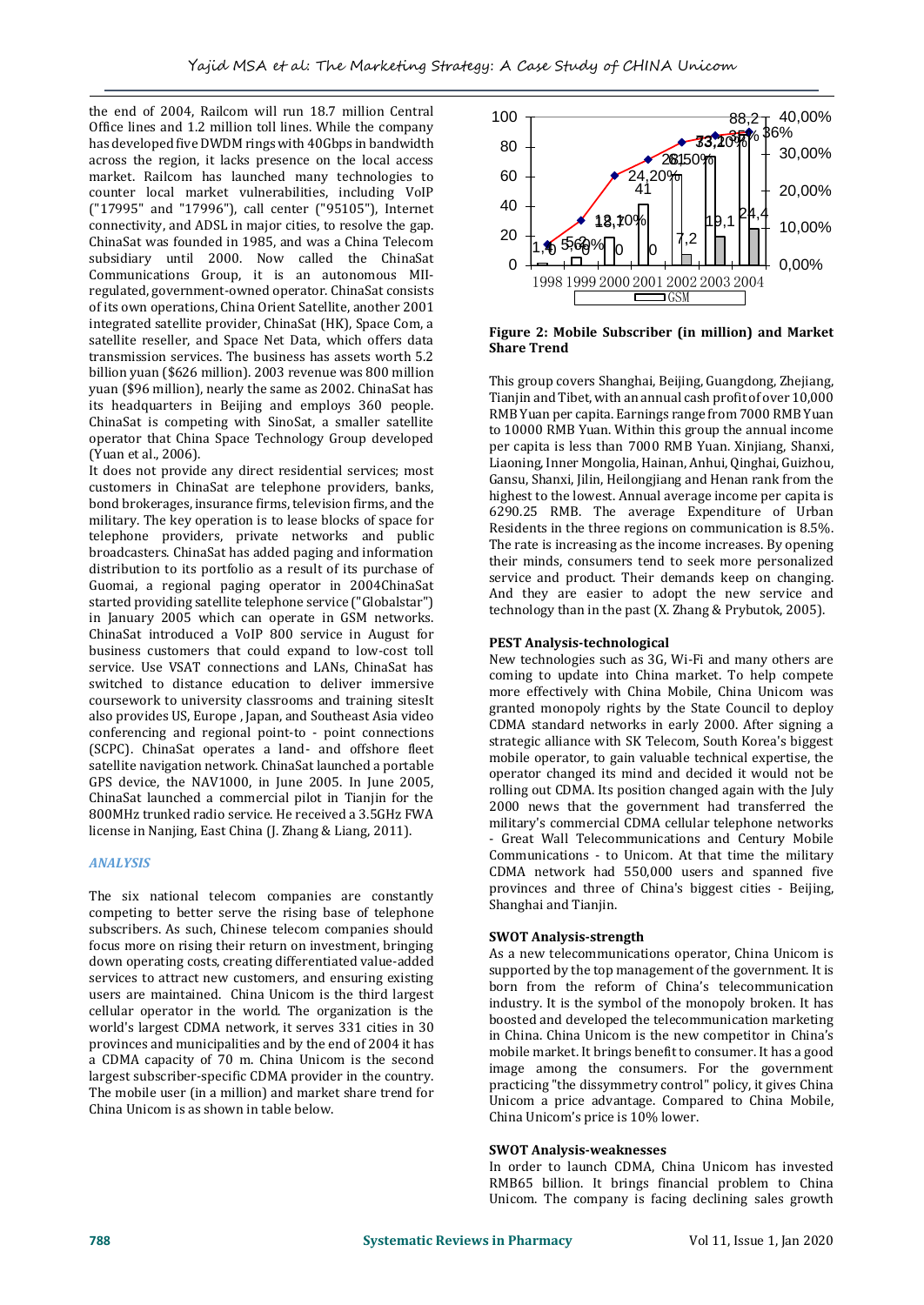the end of 2004, Railcom will run 18.7 million Central Office lines and 1.2 million toll lines. While the company has developed five DWDM rings with 40Gbps in bandwidth across the region, it lacks presence on the local access market. Railcom has launched many technologies to counter local market vulnerabilities, including VoIP ("17995" and "17996"), call center ("95105"), Internet connectivity, and ADSL in major cities, to resolve the gap. ChinaSat was founded in 1985, and was a China Telecom subsidiary until 2000. Now called the ChinaSat Communications Group, it is an autonomous MII-regulated, government-owned operator. ChinaSat consists of its own operations, China Orient Satellite, another 2001 integrated satellite provider, ChinaSat (HK), Space Com, a satellite reseller, and Space Net Data, which offers data transmission services. The business has assets worth 5.2 billion yuan ($626 million). 2003 revenue was 800 million yuan ($96 million), nearly the same as 2002. ChinaSat has its headquarters in Beijing and employs 360 people. ChinaSat is competing with SinoSat, a smaller satellite operator that China Space Technology Group developed (Yuan et al., 2006).

It does not provide any direct residential services; most customers in ChinaSat are telephone providers, banks, bond brokerages, insurance firms, television firms, and the military. The key operation is to lease blocks of space for telephone providers, private networks and public broadcasters. ChinaSat has added paging and information distribution to its portfolio as a result of its purchase of Guomai, a regional paging operator in 2004ChinaSat started providing satellite telephone service ("Globalstar") in January 2005 which can operate in GSM networks. ChinaSat introduced a VoIP 800 service in August for business customers that could expand to low-cost toll service. Use VSAT connections and LANs, ChinaSat has switched to distance education to deliver immersive coursework to university classrooms and training sitesIt also provides US, Europe , Japan, and Southeast Asia video conferencing and regional point-to - point connections (SCPC). ChinaSat operates a land- and offshore fleet satellite navigation network. ChinaSat launched a portable GPS device, the NAV1000, in June 2005. In June 2005, ChinaSat launched a commercial pilot in Tianjin for the 800MHz trunked radio service. He received a 3.5GHz FWA license in Nanjing, East China (J. Zhang & Liang, 2011).

## ANALYSIS

The six national telecom companies are constantly competing to better serve the rising base of telephone subscribers. As such, Chinese telecom companies should focus more on rising their return on investment, bringing down operating costs, creating differentiated value-added services to attract new customers, and ensuring existing users are maintained. China Unicom is the third largest cellular operator in the world. The organization is the world's largest CDMA network, it serves 331 cities in 30 provinces and municipalities and by the end of 2004 it has a CDMA capacity of 70 m. China Unicom is the second largest subscriber-specific CDMA provider in the country. The mobile user (in a million) and market share trend for China Unicom is as shown in table below.

**Figure 2: Mobile Subscriber (in million) and Market Share Trend**

This group covers Shanghai, Beijing, Guangdong, Zhejiang, Tianjin and Tibet, with an annual cash profit of over 10,000 RMB Yuan per capita. Earnings range from 7000 RMB Yuan to 10000 RMB Yuan. Within this group the annual income per capita is less than 7000 RMB Yuan. Xinjiang, Shanxi, Liaoning, Inner Mongolia, Hainan, Anhui, Qinghai, Guizhou, Gansu, Shanxi, Jilin, Heilongjiang and Henan rank from the highest to the lowest. Annual average income per capita is 6290.25 RMB. The average Expenditure of Urban Residents in the three regions on communication is 8.5%. The rate is increasing as the income increases. By opening their minds, consumers tend to seek more personalized service and product. Their demands keep on changing. And they are easier to adopt the new service and technology than in the past (X. Zhang & Prybutok, 2005).

### PEST Analysis-technological

New technologies such as 3G, Wi-Fi and many others are coming to update into China market. To help compete more effectively with China Mobile, China Unicom was granted monopoly rights by the State Council to deploy CDMA standard networks in early 2000. After signing a strategic alliance with SK Telecom, South Korea's biggest mobile operator, to gain valuable technical expertise, the operator changed its mind and decided it would not be rolling out CDMA. Its position changed again with the July 2000 news that the government had transferred the military's commercial CDMA cellular telephone networks - Great Wall Telecommunications and Century Mobile Communications - to Unicom. At that time the military CDMA network had 550,000 users and spanned five provinces and three of China's biggest cities - Beijing, Shanghai and Tianjin.

### SWOT Analysis-strength

As a new telecommunications operator, China Unicom is supported by the top management of the government. It is born from the reform of China's telecommunication industry. It is the symbol of the monopoly broken. It has boosted and developed the telecommunication marketing in China. China Unicom is the new competitor in China's mobile market. It brings benefit to consumer. It has a good image among the consumers. For the government practicing "the dissymmetry control" policy, it gives China Unicom a price advantage. Compared to China Mobile, China Unicom's price is 10% lower.

### SWOT Analysis-weaknesses

In order to launch CDMA, China Unicom has invested RMB65 billion. It brings financial problem to China Unicom. The company is facing declining sales growth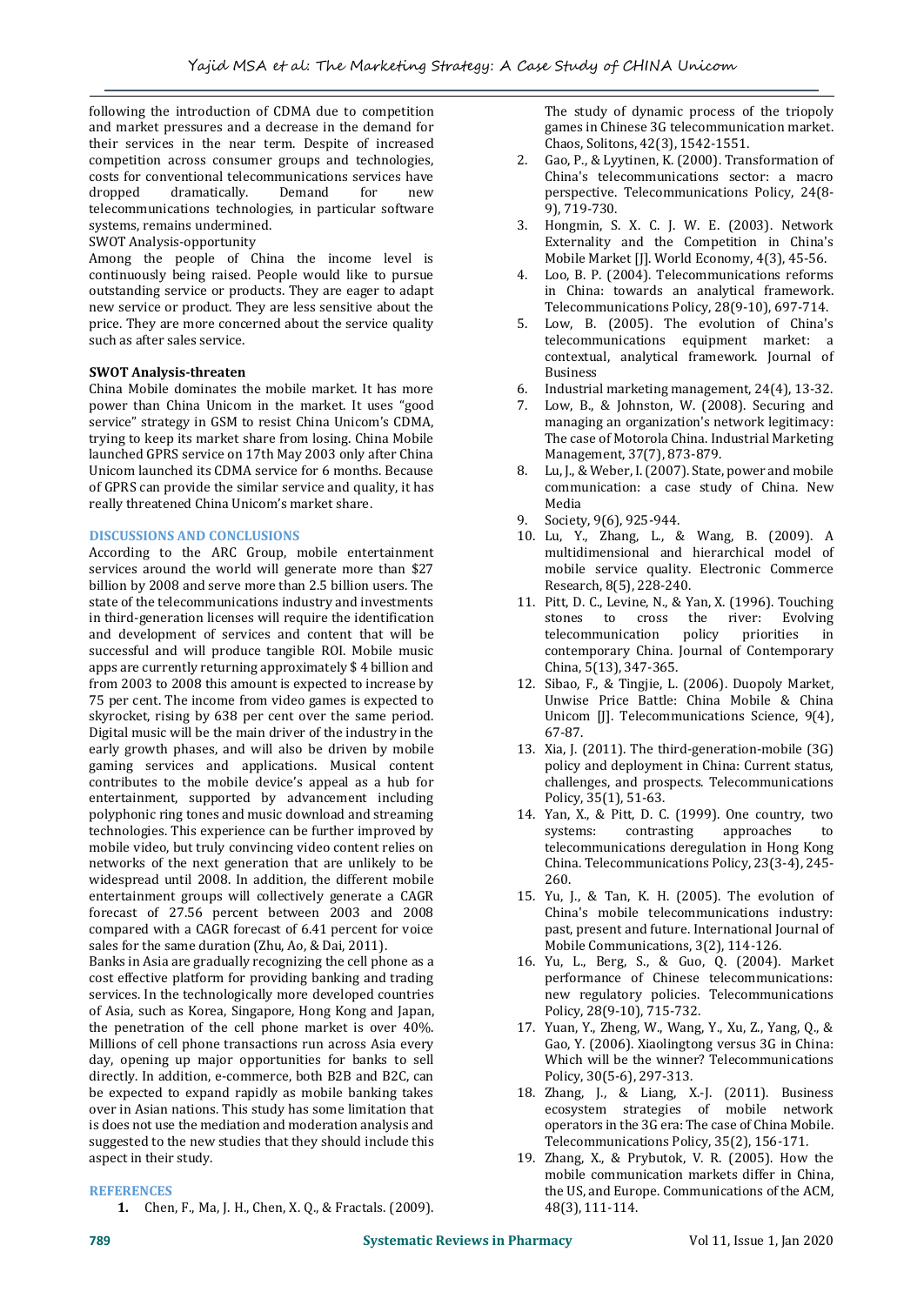following the introduction of CDMA due to competition and market pressures and a decrease in the demand for their services in the near term. Despite of increased competition across consumer groups and technologies, costs for conventional telecommunications services have dropped dramatically. Demand for new telecommunications technologies, in particular software systems, remains undermined.

SWOT Analysis-opportunity

Among the people of China the income level is continuously being raised. People would like to pursue outstanding service or products. They are eager to adapt new service or product. They are less sensitive about the price. They are more concerned about the service quality such as after sales service.

**SWOT Analysis-threaten**

China Mobile dominates the mobile market. It has more power than China Unicom in the market. It uses "good service" strategy in GSM to resist China Unicom's CDMA, trying to keep its market share from losing. China Mobile launched GPRS service on 17th May 2003 only after China Unicom launched its CDMA service for 6 months. Because of GPRS can provide the similar service and quality, it has really threatened China Unicom's market share.

## DISCUSSIONS AND CONCLUSIONS

According to the ARC Group, mobile entertainment services around the world will generate more than $27 billion by 2008 and serve more than 2.5 billion users. The state of the telecommunications industry and investments in third-generation licenses will require the identification and development of services and content that will be successful and will produce tangible ROI. Mobile music apps are currently returning approximately $ 4 billion and from 2003 to 2008 this amount is expected to increase by 75 per cent. The income from video games is expected to skyrocket, rising by 638 per cent over the same period. Digital music will be the main driver of the industry in the early growth phases, and will also be driven by mobile gaming services and applications. Musical content contributes to the mobile device's appeal as a hub for entertainment, supported by advancement including polyphonic ring tones and music download and streaming technologies. This experience can be further improved by mobile video, but truly convincing video content relies on networks of the next generation that are unlikely to be widespread until 2008. In addition, the different mobile entertainment groups will collectively generate a CAGR forecast of 27.56 percent between 2003 and 2008 compared with a CAGR forecast of 6.41 percent for voice sales for the same duration (Zhu, Ao, & Dai, 2011).

Banks in Asia are gradually recognizing the cell phone as a cost effective platform for providing banking and trading services. In the technologically more developed countries of Asia, such as Korea, Singapore, Hong Kong and Japan, the penetration of the cell phone market is over 40%. Millions of cell phone transactions run across Asia every day, opening up major opportunities for banks to sell directly. In addition, e-commerce, both B2B and B2C, can be expected to expand rapidly as mobile banking takes over in Asian nations. This study has some limitation that is does not use the mediation and moderation analysis and suggested to the new studies that they should include this aspect in their study.

## REFERENCES

1. Chen, F., Ma, J. H., Chen, X. Q., & Fractals. (2009). The study of dynamic process of the triopoly games in Chinese 3G telecommunication market. Chaos, Solitons, 42(3), 1542-1551.
2. Gao, P., & Lyytinen, K. (2000). Transformation of China's telecommunications sector: a macro perspective. Telecommunications Policy, 24(8-9), 719-730.
3. Hongmin, S. X. C. J. W. E. (2003). Network Externality and the Competition in China's Mobile Market [J]. World Economy, 4(3), 45-56.
4. Loo, B. P. (2004). Telecommunications reforms in China: towards an analytical framework. Telecommunications Policy, 28(9-10), 697-714.
5. Low, B. (2005). The evolution of China's telecommunications equipment market: a contextual, analytical framework. Journal of Business
6. Industrial marketing management, 24(4), 13-32.
7. Low, B., & Johnston, W. (2008). Securing and managing an organization's network legitimacy: The case of Motorola China. Industrial Marketing Management, 37(7), 873-879.
8. Lu, J., & Weber, I. (2007). State, power and mobile communication: a case study of China. New Media
9. Society, 9(6), 925-944.
10. Lu, Y., Zhang, L., & Wang, B. (2009). A multidimensional and hierarchical model of mobile service quality. Electronic Commerce Research, 8(5), 228-240.
11. Pitt, D. C., Levine, N., & Yan, X. (1996). Touching stones to cross the river: Evolving telecommunication policy priorities in contemporary China. Journal of Contemporary China, 5(13), 347-365.
12. Sibao, F., & Tingjie, L. (2006). Duopoly Market, Unwise Price Battle: China Mobile & China Unicom [J]. Telecommunications Science, 9(4), 67-87.
13. Xia, J. (2011). The third-generation-mobile (3G) policy and deployment in China: Current status, challenges, and prospects. Telecommunications Policy, 35(1), 51-63.
14. Yan, X., & Pitt, D. C. (1999). One country, two systems: contrasting approaches to telecommunications deregulation in Hong Kong China. Telecommunications Policy, 23(3-4), 245-260.
15. Yu, J., & Tan, K. H. (2005). The evolution of China's mobile telecommunications industry: past, present and future. International Journal of Mobile Communications, 3(2), 114-126.
16. Yu, L., Berg, S., & Guo, Q. (2004). Market performance of Chinese telecommunications: new regulatory policies. Telecommunications Policy, 28(9-10), 715-732.
17. Yuan, Y., Zheng, W., Wang, Y., Xu, Z., Yang, Q., & Gao, Y. (2006). Xiaolingtong versus 3G in China: Which will be the winner? Telecommunications Policy, 30(5-6), 297-313.
18. Zhang, J., & Liang, X.-J. (2011). Business ecosystem strategies of mobile network operators in the 3G era: The case of China Mobile. Telecommunications Policy, 35(2), 156-171.
19. Zhang, X., & Prybutok, V. R. (2005). How the mobile communication markets differ in China, the US, and Europe. Communications of the ACM, 48(3), 111-114.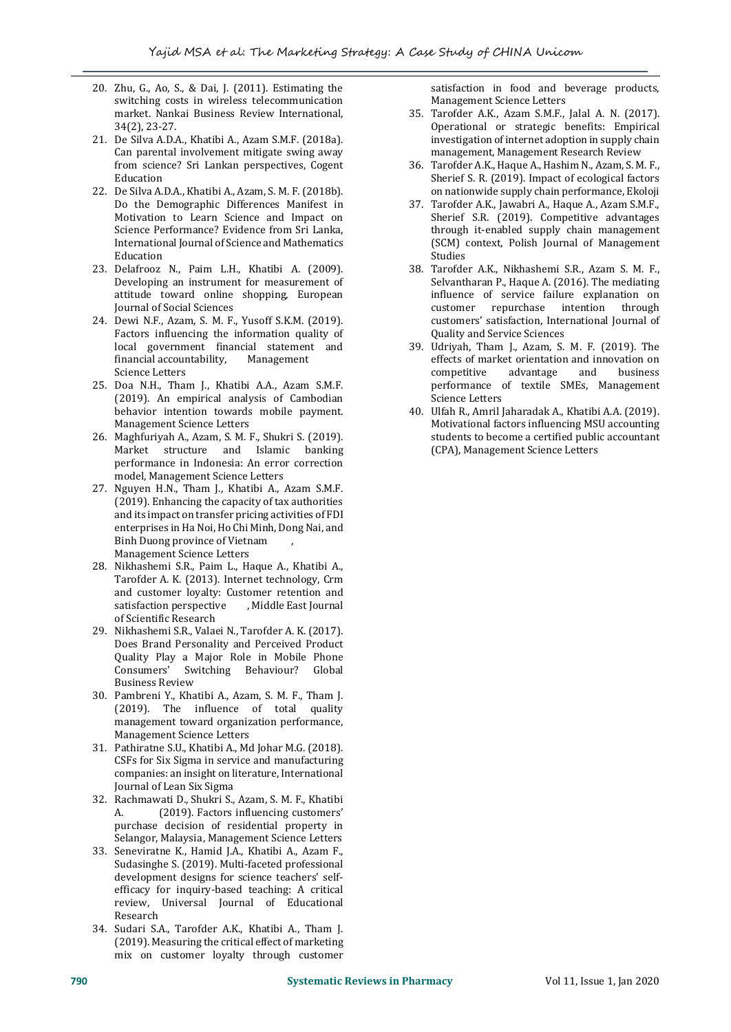20. Zhu, G., Ao, S., & Dai, J. (2011). Estimating the switching costs in wireless telecommunication market. Nankai Business Review International, 34(2), 23-27.
21. De Silva A.D.A., Khatibi A., Azam S.M.F. (2018a). Can parental involvement mitigate swing away from science? Sri Lankan perspectives, Cogent Education
22. De Silva A.D.A., Khatibi A., Azam, S. M. F. (2018b). Do the Demographic Differences Manifest in Motivation to Learn Science and Impact on Science Performance? Evidence from Sri Lanka, International Journal of Science and Mathematics Education
23. Delafrooz N., Paim L.H., Khatibi A. (2009). Developing an instrument for measurement of attitude toward online shopping, European Journal of Social Sciences
24. Dewi N.F., Azam, S. M. F., Yusoff S.K.M. (2019). Factors influencing the information quality of local government financial statement and financial accountability, Management Science Letters
25. Doa N.H., Tham J., Khatibi A.A., Azam S.M.F. (2019). An empirical analysis of Cambodian behavior intention towards mobile payment. Management Science Letters
26. Maghfuriyah A., Azam, S. M. F., Shukri S. (2019). Market structure and Islamic banking performance in Indonesia: An error correction model, Management Science Letters
27. Nguyen H.N., Tham J., Khatibi A., Azam S.M.F. (2019). Enhancing the capacity of tax authorities and its impact on transfer pricing activities of FDI enterprises in Ha Noi, Ho Chi Minh, Dong Nai, and Binh Duong province of Vietnam , Management Science Letters
28. Nikhashemi S.R., Paim L., Haque A., Khatibi A., Tarofder A. K. (2013). Internet technology, Crm and customer loyalty: Customer retention and satisfaction perspective , Middle East Journal of Scientific Research
29. Nikhashemi S.R., Valaei N., Tarofder A. K. (2017). Does Brand Personality and Perceived Product Quality Play a Major Role in Mobile Phone Consumers' Switching Behaviour? Global Business Review
30. Pambreni Y., Khatibi A., Azam, S. M. F., Tham J. (2019). The influence of total quality management toward organization performance, Management Science Letters
31. Pathiratne S.U., Khatibi A., Md Johar M.G. (2018). CSFs for Six Sigma in service and manufacturing companies: an insight on literature, International Journal of Lean Six Sigma
32. Rachmawati D., Shukri S., Azam, S. M. F., Khatibi A. (2019). Factors influencing customers' purchase decision of residential property in Selangor, Malaysia, Management Science Letters
33. Seneviratne K., Hamid J.A., Khatibi A., Azam F., Sudasinghe S. (2019). Multi-faceted professional development designs for science teachers' self-efficacy for inquiry-based teaching: A critical review, Universal Journal of Educational Research
34. Sudari S.A., Tarofder A.K., Khatibi A., Tham J. (2019). Measuring the critical effect of marketing mix on customer loyalty through customer satisfaction in food and beverage products, Management Science Letters
35. Tarofder A.K., Azam S.M.F., Jalal A. N. (2017). Operational or strategic benefits: Empirical investigation of internet adoption in supply chain management, Management Research Review
36. Tarofder A.K., Haque A., Hashim N., Azam, S. M. F., Sherief S. R. (2019). Impact of ecological factors on nationwide supply chain performance, Ekoloji
37. Tarofder A.K., Jawabri A., Haque A., Azam S.M.F., Sherief S.R. (2019). Competitive advantages through it-enabled supply chain management (SCM) context, Polish Journal of Management Studies
38. Tarofder A.K., Nikhashemi S.R., Azam S. M. F., Selvantharan P., Haque A. (2016). The mediating influence of service failure explanation on customer repurchase intention through customers' satisfaction, International Journal of Quality and Service Sciences
39. Udriyah, Tham J., Azam, S. M. F. (2019). The effects of market orientation and innovation on competitive advantage and business performance of textile SMEs, Management Science Letters
40. Ulfah R., Amril Jaharadak A., Khatibi A.A. (2019). Motivational factors influencing MSU accounting students to become a certified public accountant (CPA), Management Science Letters